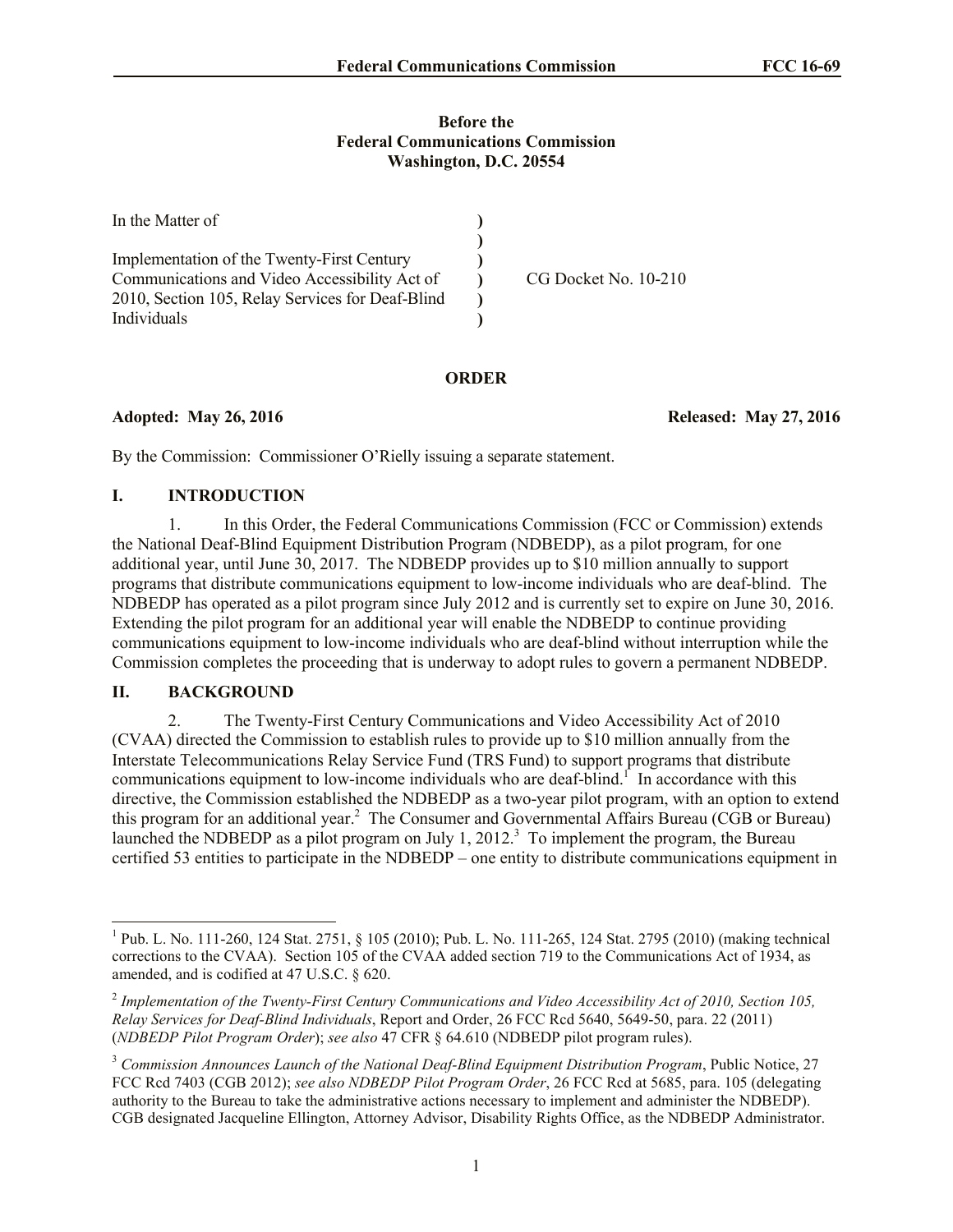**Before the**
**Federal Communications Commission**
**Washington, D.C. 20554**

| In the Matter of | | |
|---|---|---|
| | ) | |
| Implementation of the Twenty-First Century Communications and Video Accessibility Act of 2010, Section 105, Relay Services for Deaf-Blind Individuals | ) | CG Docket No. 10-210 |

**ORDER**

**Adopted: May 26, 2016** **Released: May 27, 2016**

By the Commission: Commissioner O'Rielly issuing a separate statement.

## I. INTRODUCTION

1. In this Order, the Federal Communications Commission (FCC or Commission) extends the National Deaf-Blind Equipment Distribution Program (NDBEDP), as a pilot program, for one additional year, until June 30, 2017. The NDBEDP provides up to $10 million annually to support programs that distribute communications equipment to low-income individuals who are deaf-blind. The NDBEDP has operated as a pilot program since July 2012 and is currently set to expire on June 30, 2016. Extending the pilot program for an additional year will enable the NDBEDP to continue providing communications equipment to low-income individuals who are deaf-blind without interruption while the Commission completes the proceeding that is underway to adopt rules to govern a permanent NDBEDP.

## II. BACKGROUND

2. The Twenty-First Century Communications and Video Accessibility Act of 2010 (CVAA) directed the Commission to establish rules to provide up to $10 million annually from the Interstate Telecommunications Relay Service Fund (TRS Fund) to support programs that distribute communications equipment to low-income individuals who are deaf-blind.[1] In accordance with this directive, the Commission established the NDBEDP as a two-year pilot program, with an option to extend this program for an additional year.[2] The Consumer and Governmental Affairs Bureau (CGB or Bureau) launched the NDBEDP as a pilot program on July 1, 2012.[3] To implement the program, the Bureau certified 53 entities to participate in the NDBEDP – one entity to distribute communications equipment in

[1] Pub. L. No. 111-260, 124 Stat. 2751, § 105 (2010); Pub. L. No. 111-265, 124 Stat. 2795 (2010) (making technical corrections to the CVAA). Section 105 of the CVAA added section 719 to the Communications Act of 1934, as amended, and is codified at 47 U.S.C. § 620.

[2] *Implementation of the Twenty-First Century Communications and Video Accessibility Act of 2010, Section 105, Relay Services for Deaf-Blind Individuals*, Report and Order, 26 FCC Rcd 5640, 5649-50, para. 22 (2011) (*NDBEDP Pilot Program Order*); *see also* 47 CFR § 64.610 (NDBEDP pilot program rules).

[3] *Commission Announces Launch of the National Deaf-Blind Equipment Distribution Program*, Public Notice, 27 FCC Rcd 7403 (CGB 2012); *see also NDBEDP Pilot Program Order*, 26 FCC Rcd at 5685, para. 105 (delegating authority to the Bureau to take the administrative actions necessary to implement and administer the NDBEDP). CGB designated Jacqueline Ellington, Attorney Advisor, Disability Rights Office, as the NDBEDP Administrator.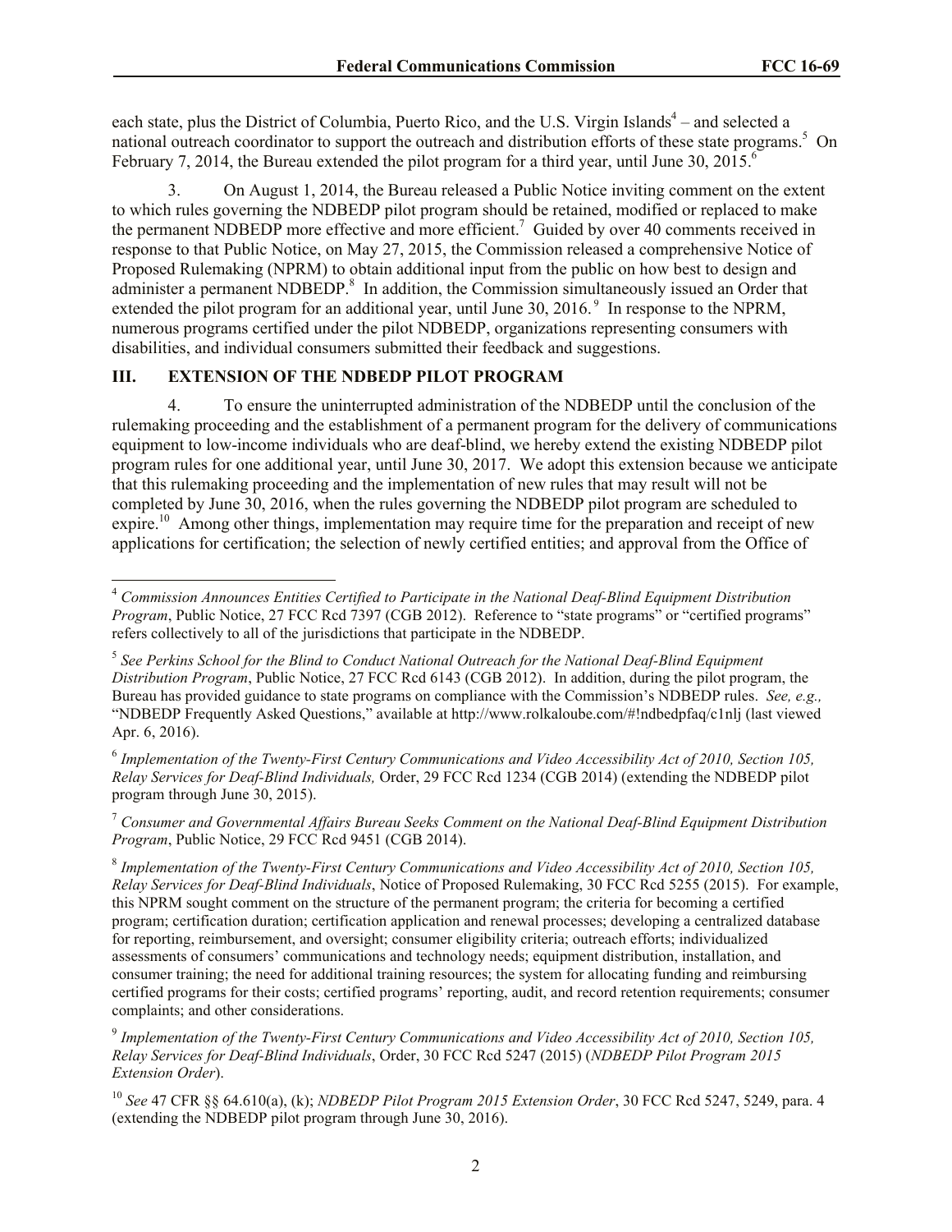each state, plus the District of Columbia, Puerto Rico, and the U.S. Virgin Islands[4] – and selected a national outreach coordinator to support the outreach and distribution efforts of these state programs.[5] On February 7, 2014, the Bureau extended the pilot program for a third year, until June 30, 2015.[6]

3. On August 1, 2014, the Bureau released a Public Notice inviting comment on the extent to which rules governing the NDBEDP pilot program should be retained, modified or replaced to make the permanent NDBEDP more effective and more efficient.[7] Guided by over 40 comments received in response to that Public Notice, on May 27, 2015, the Commission released a comprehensive Notice of Proposed Rulemaking (NPRM) to obtain additional input from the public on how best to design and administer a permanent NDBEDP.[8] In addition, the Commission simultaneously issued an Order that extended the pilot program for an additional year, until June 30, 2016.[9] In response to the NPRM, numerous programs certified under the pilot NDBEDP, organizations representing consumers with disabilities, and individual consumers submitted their feedback and suggestions.

## III. EXTENSION OF THE NDBEDP PILOT PROGRAM

4. To ensure the uninterrupted administration of the NDBEDP until the conclusion of the rulemaking proceeding and the establishment of a permanent program for the delivery of communications equipment to low-income individuals who are deaf-blind, we hereby extend the existing NDBEDP pilot program rules for one additional year, until June 30, 2017. We adopt this extension because we anticipate that this rulemaking proceeding and the implementation of new rules that may result will not be completed by June 30, 2016, when the rules governing the NDBEDP pilot program are scheduled to expire.[10] Among other things, implementation may require time for the preparation and receipt of new applications for certification; the selection of newly certified entities; and approval from the Office of

---

[4] *Commission Announces Entities Certified to Participate in the National Deaf-Blind Equipment Distribution Program*, Public Notice, 27 FCC Rcd 7397 (CGB 2012). Reference to "state programs" or "certified programs" refers collectively to all of the jurisdictions that participate in the NDBEDP.

[5] *See Perkins School for the Blind to Conduct National Outreach for the National Deaf-Blind Equipment Distribution Program*, Public Notice, 27 FCC Rcd 6143 (CGB 2012). In addition, during the pilot program, the Bureau has provided guidance to state programs on compliance with the Commission's NDBEDP rules. *See, e.g.,* "NDBEDP Frequently Asked Questions," available at http://www.rolkaloube.com/#!ndbedpfaq/c1nlj (last viewed Apr. 6, 2016).

[6] *Implementation of the Twenty-First Century Communications and Video Accessibility Act of 2010, Section 105, Relay Services for Deaf-Blind Individuals,* Order, 29 FCC Rcd 1234 (CGB 2014) (extending the NDBEDP pilot program through June 30, 2015).

[7] *Consumer and Governmental Affairs Bureau Seeks Comment on the National Deaf-Blind Equipment Distribution Program*, Public Notice, 29 FCC Rcd 9451 (CGB 2014).

[8] *Implementation of the Twenty-First Century Communications and Video Accessibility Act of 2010, Section 105, Relay Services for Deaf-Blind Individuals*, Notice of Proposed Rulemaking, 30 FCC Rcd 5255 (2015). For example, this NPRM sought comment on the structure of the permanent program; the criteria for becoming a certified program; certification duration; certification application and renewal processes; developing a centralized database for reporting, reimbursement, and oversight; consumer eligibility criteria; outreach efforts; individualized assessments of consumers' communications and technology needs; equipment distribution, installation, and consumer training; the need for additional training resources; the system for allocating funding and reimbursing certified programs for their costs; certified programs' reporting, audit, and record retention requirements; consumer complaints; and other considerations.

[9] *Implementation of the Twenty-First Century Communications and Video Accessibility Act of 2010, Section 105, Relay Services for Deaf-Blind Individuals*, Order, 30 FCC Rcd 5247 (2015) (*NDBEDP Pilot Program 2015 Extension Order*).

[10] *See* 47 CFR §§ 64.610(a), (k); *NDBEDP Pilot Program 2015 Extension Order*, 30 FCC Rcd 5247, 5249, para. 4 (extending the NDBEDP pilot program through June 30, 2016).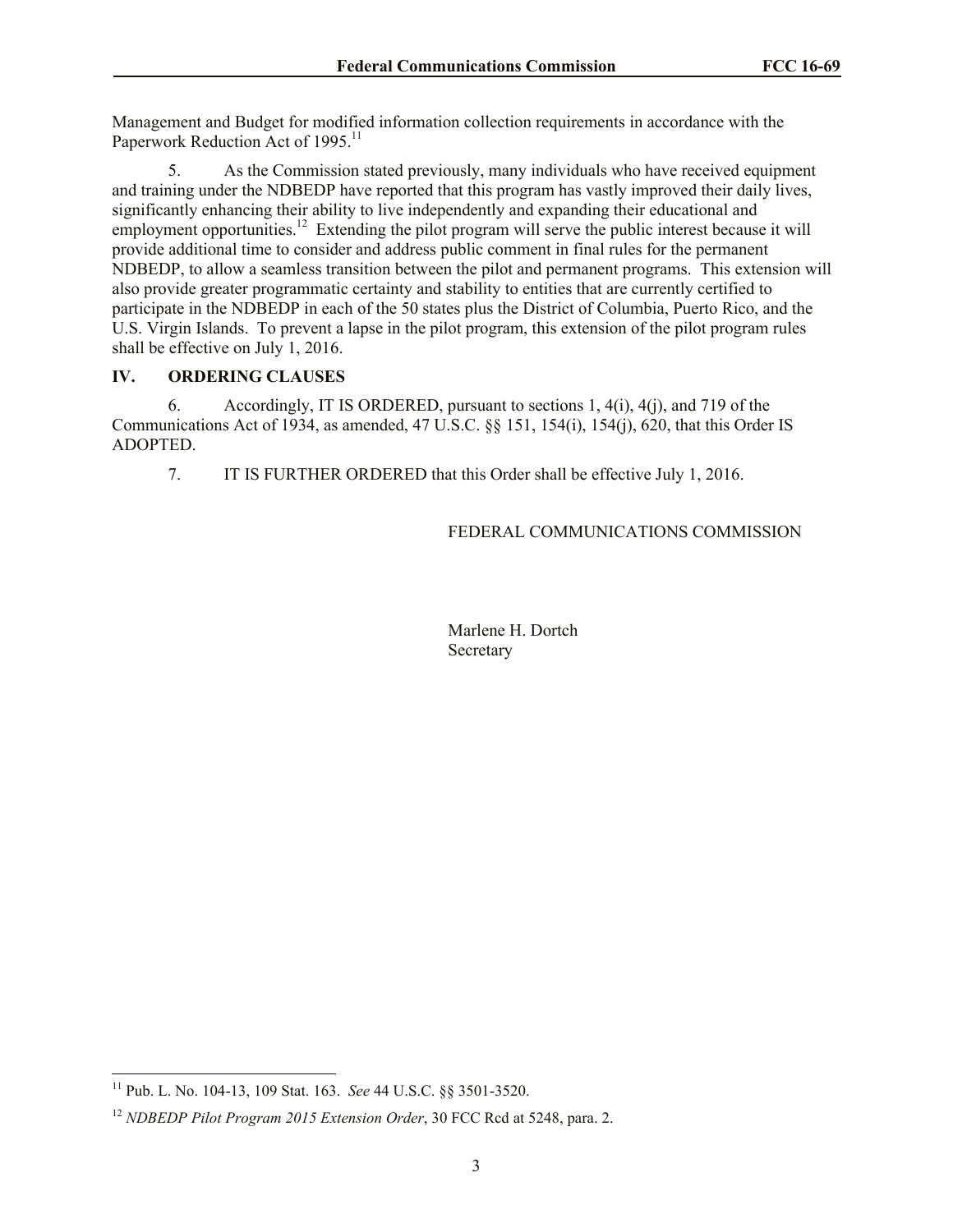Management and Budget for modified information collection requirements in accordance with the Paperwork Reduction Act of 1995.[11]

5. As the Commission stated previously, many individuals who have received equipment and training under the NDBEDP have reported that this program has vastly improved their daily lives, significantly enhancing their ability to live independently and expanding their educational and employment opportunities.[12] Extending the pilot program will serve the public interest because it will provide additional time to consider and address public comment in final rules for the permanent NDBEDP, to allow a seamless transition between the pilot and permanent programs. This extension will also provide greater programmatic certainty and stability to entities that are currently certified to participate in the NDBEDP in each of the 50 states plus the District of Columbia, Puerto Rico, and the U.S. Virgin Islands. To prevent a lapse in the pilot program, this extension of the pilot program rules shall be effective on July 1, 2016.

## IV. ORDERING CLAUSES

6. Accordingly, IT IS ORDERED, pursuant to sections 1, 4(i), 4(j), and 719 of the Communications Act of 1934, as amended, 47 U.S.C. §§ 151, 154(i), 154(j), 620, that this Order IS ADOPTED.

7. IT IS FURTHER ORDERED that this Order shall be effective July 1, 2016.

FEDERAL COMMUNICATIONS COMMISSION

Marlene H. Dortch
Secretary

---

[11] Pub. L. No. 104-13, 109 Stat. 163. *See* 44 U.S.C. §§ 3501-3520.

[12] *NDBEDP Pilot Program 2015 Extension Order*, 30 FCC Rcd at 5248, para. 2.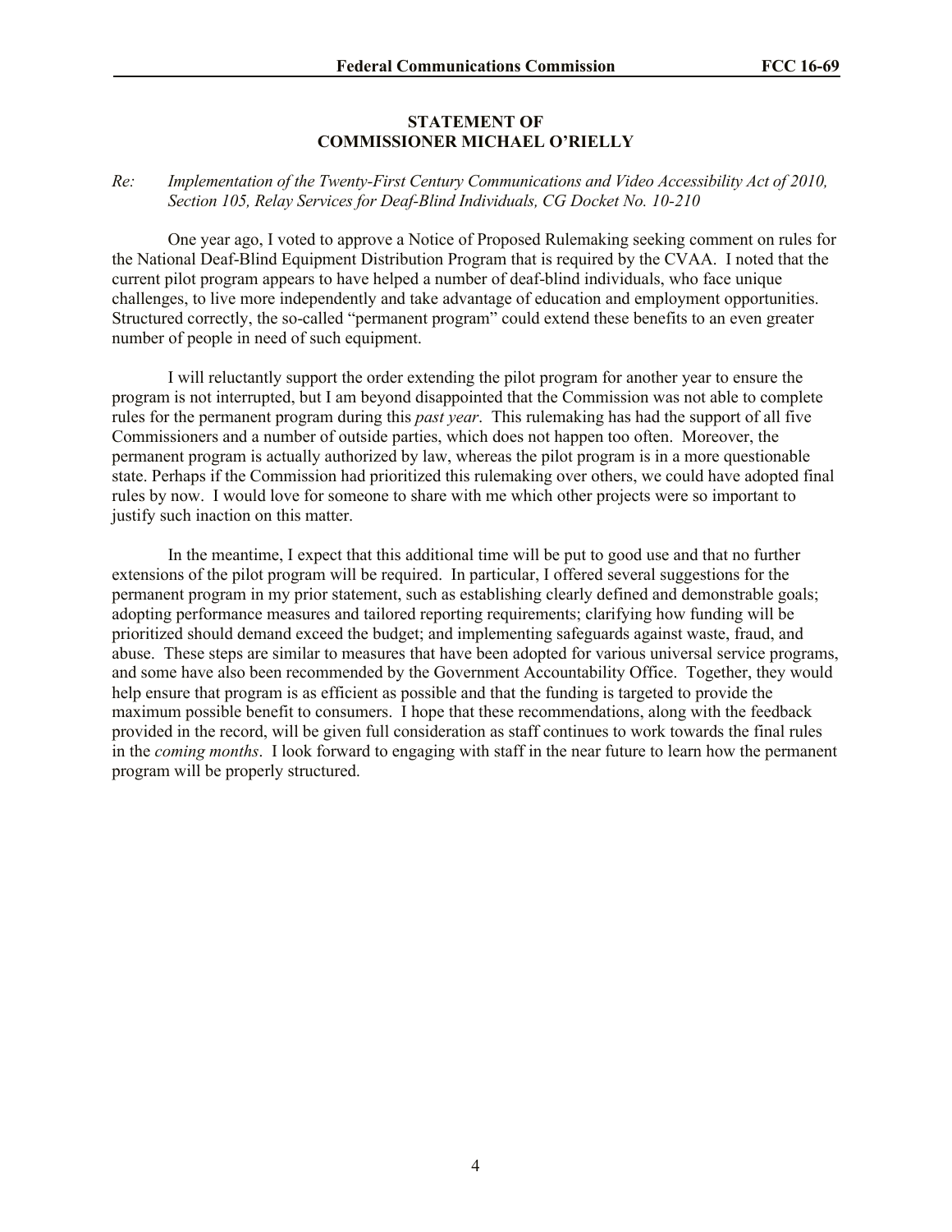**STATEMENT OF**
**COMMISSIONER MICHAEL O'RIELLY**

*Re: Implementation of the Twenty-First Century Communications and Video Accessibility Act of 2010, Section 105, Relay Services for Deaf-Blind Individuals, CG Docket No. 10-210*

One year ago, I voted to approve a Notice of Proposed Rulemaking seeking comment on rules for the National Deaf-Blind Equipment Distribution Program that is required by the CVAA. I noted that the current pilot program appears to have helped a number of deaf-blind individuals, who face unique challenges, to live more independently and take advantage of education and employment opportunities. Structured correctly, the so-called "permanent program" could extend these benefits to an even greater number of people in need of such equipment.

I will reluctantly support the order extending the pilot program for another year to ensure the program is not interrupted, but I am beyond disappointed that the Commission was not able to complete rules for the permanent program during this *past year*. This rulemaking has had the support of all five Commissioners and a number of outside parties, which does not happen too often. Moreover, the permanent program is actually authorized by law, whereas the pilot program is in a more questionable state. Perhaps if the Commission had prioritized this rulemaking over others, we could have adopted final rules by now. I would love for someone to share with me which other projects were so important to justify such inaction on this matter.

In the meantime, I expect that this additional time will be put to good use and that no further extensions of the pilot program will be required. In particular, I offered several suggestions for the permanent program in my prior statement, such as establishing clearly defined and demonstrable goals; adopting performance measures and tailored reporting requirements; clarifying how funding will be prioritized should demand exceed the budget; and implementing safeguards against waste, fraud, and abuse. These steps are similar to measures that have been adopted for various universal service programs, and some have also been recommended by the Government Accountability Office. Together, they would help ensure that program is as efficient as possible and that the funding is targeted to provide the maximum possible benefit to consumers. I hope that these recommendations, along with the feedback provided in the record, will be given full consideration as staff continues to work towards the final rules in the *coming months*. I look forward to engaging with staff in the near future to learn how the permanent program will be properly structured.